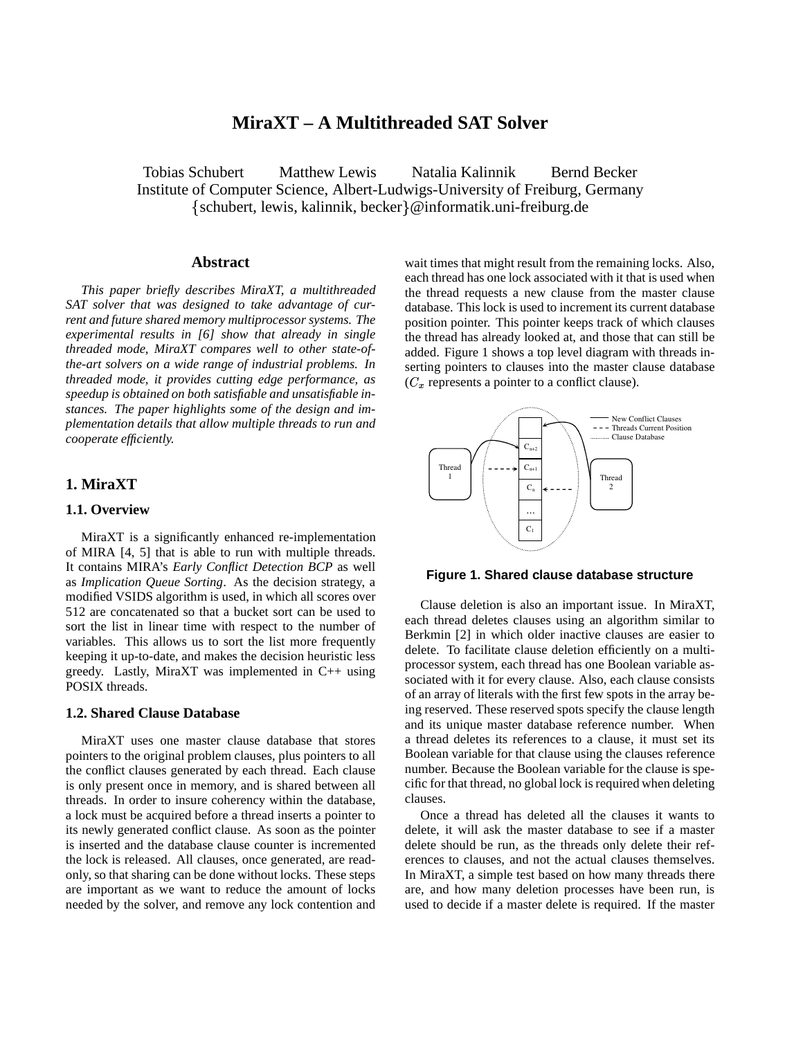# MiraXT – A Multithreaded SAT Solver

Tobias Schubert  Matthew Lewis  Natalia Kalinnik  Bernd Becker
Institute of Computer Science, Albert-Ludwigs-University of Freiburg, Germany
{schubert, lewis, kalinnik, becker}@informatik.uni-freiburg.de

## Abstract

*This paper briefly describes MiraXT, a multithreaded SAT solver that was designed to take advantage of current and future shared memory multiprocessor systems. The experimental results in [6] show that already in single threaded mode, MiraXT compares well to other state-of-the-art solvers on a wide range of industrial problems. In threaded mode, it provides cutting edge performance, as speedup is obtained on both satisfiable and unsatisfiable instances. The paper highlights some of the design and implementation details that allow multiple threads to run and cooperate efficiently.*

## 1. MiraXT

### 1.1. Overview

MiraXT is a significantly enhanced re-implementation of MIRA [4, 5] that is able to run with multiple threads. It contains MIRA's *Early Conflict Detection BCP* as well as *Implication Queue Sorting*. As the decision strategy, a modified VSIDS algorithm is used, in which all scores over 512 are concatenated so that a bucket sort can be used to sort the list in linear time with respect to the number of variables. This allows us to sort the list more frequently keeping it up-to-date, and makes the decision heuristic less greedy. Lastly, MiraXT was implemented in C++ using POSIX threads.

### 1.2. Shared Clause Database

MiraXT uses one master clause database that stores pointers to the original problem clauses, plus pointers to all the conflict clauses generated by each thread. Each clause is only present once in memory, and is shared between all threads. In order to insure coherency within the database, a lock must be acquired before a thread inserts a pointer to its newly generated conflict clause. As soon as the pointer is inserted and the database clause counter is incremented the lock is released. All clauses, once generated, are read-only, so that sharing can be done without locks. These steps are important as we want to reduce the amount of locks needed by the solver, and remove any lock contention and wait times that might result from the remaining locks. Also, each thread has one lock associated with it that is used when the thread requests a new clause from the master clause database. This lock is used to increment its current database position pointer. This pointer keeps track of which clauses the thread has already looked at, and those that can still be added. Figure 1 shows a top level diagram with threads inserting pointers to clauses into the master clause database ($C_x$ represents a pointer to a conflict clause).

**Figure 1. Shared clause database structure**

Clause deletion is also an important issue. In MiraXT, each thread deletes clauses using an algorithm similar to Berkmin [2] in which older inactive clauses are easier to delete. To facilitate clause deletion efficiently on a multiprocessor system, each thread has one Boolean variable associated with it for every clause. Also, each clause consists of an array of literals with the first few spots in the array being reserved. These reserved spots specify the clause length and its unique master database reference number. When a thread deletes its references to a clause, it must set its Boolean variable for that clause using the clauses reference number. Because the Boolean variable for the clause is specific for that thread, no global lock is required when deleting clauses.

Once a thread has deleted all the clauses it wants to delete, it will ask the master database to see if a master delete should be run, as the threads only delete their references to clauses, and not the actual clauses themselves. In MiraXT, a simple test based on how many threads there are, and how many deletion processes have been run, is used to decide if a master delete is required. If the master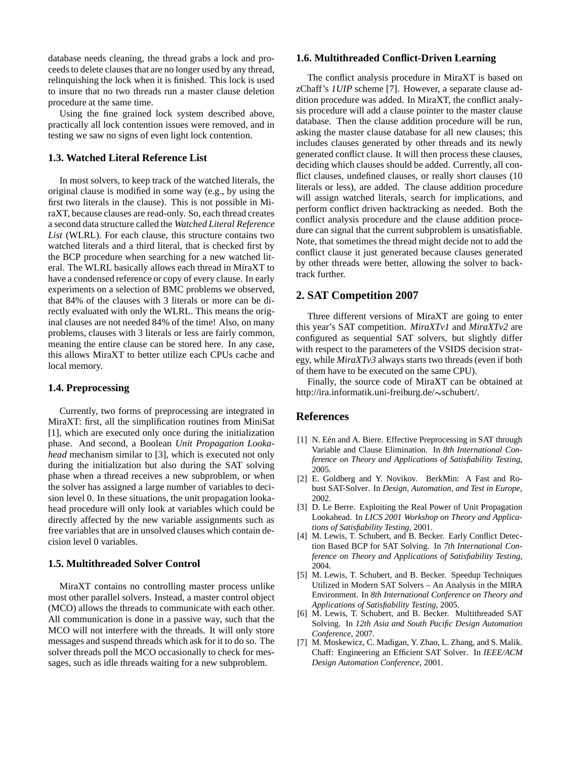database needs cleaning, the thread grabs a lock and proceeds to delete clauses that are no longer used by any thread, relinquishing the lock when it is finished. This lock is used to insure that no two threads run a master clause deletion procedure at the same time.

Using the fine grained lock system described above, practically all lock contention issues were removed, and in testing we saw no signs of even light lock contention.

### 1.3. Watched Literal Reference List

In most solvers, to keep track of the watched literals, the original clause is modified in some way (e.g., by using the first two literals in the clause). This is not possible in MiraXT, because clauses are read-only. So, each thread creates a second data structure called the *Watched Literal Reference List* (WLRL). For each clause, this structure contains two watched literals and a third literal, that is checked first by the BCP procedure when searching for a new watched literal. The WLRL basically allows each thread in MiraXT to have a condensed reference or copy of every clause. In early experiments on a selection of BMC problems we observed, that 84% of the clauses with 3 literals or more can be directly evaluated with only the WLRL. This means the original clauses are not needed 84% of the time! Also, on many problems, clauses with 3 literals or less are fairly common, meaning the entire clause can be stored here. In any case, this allows MiraXT to better utilize each CPUs cache and local memory.

### 1.4. Preprocessing

Currently, two forms of preprocessing are integrated in MiraXT: first, all the simplification routines from MiniSat [1], which are executed only once during the initialization phase. And second, a Boolean *Unit Propagation Lookahead* mechanism similar to [3], which is executed not only during the initialization but also during the SAT solving phase when a thread receives a new subproblem, or when the solver has assigned a large number of variables to decision level 0. In these situations, the unit propagation lookahead procedure will only look at variables which could be directly affected by the new variable assignments such as free variables that are in unsolved clauses which contain decision level 0 variables.

### 1.5. Multithreaded Solver Control

MiraXT contains no controlling master process unlike most other parallel solvers. Instead, a master control object (MCO) allows the threads to communicate with each other. All communication is done in a passive way, such that the MCO will not interfere with the threads. It will only store messages and suspend threads which ask for it to do so. The solver threads poll the MCO occasionally to check for messages, such as idle threads waiting for a new subproblem.

### 1.6. Multithreaded Conflict-Driven Learning

The conflict analysis procedure in MiraXT is based on zChaff's *1UIP* scheme [7]. However, a separate clause addition procedure was added. In MiraXT, the conflict analysis procedure will add a clause pointer to the master clause database. Then the clause addition procedure will be run, asking the master clause database for all new clauses; this includes clauses generated by other threads and its newly generated conflict clause. It will then process these clauses, deciding which clauses should be added. Currently, all conflict clauses, undefined clauses, or really short clauses (10 literals or less), are added. The clause addition procedure will assign watched literals, search for implications, and perform conflict driven backtracking as needed. Both the conflict analysis procedure and the clause addition procedure can signal that the current subproblem is unsatisfiable. Note, that sometimes the thread might decide not to add the conflict clause it just generated because clauses generated by other threads were better, allowing the solver to backtrack further.

## 2. SAT Competition 2007

Three different versions of MiraXT are going to enter this year's SAT competition. *MiraXTv1* and *MiraXTv2* are configured as sequential SAT solvers, but slightly differ with respect to the parameters of the VSIDS decision strategy, while *MiraXTv3* always starts two threads (even if both of them have to be executed on the same CPU).

Finally, the source code of MiraXT can be obtained at http://ira.informatik.uni-freiburg.de/∼schubert/.

## References

[1] N. Eén and A. Biere. Effective Preprocessing in SAT through Variable and Clause Elimination. In *8th International Conference on Theory and Applications of Satisfiability Testing*, 2005.

[2] E. Goldberg and Y. Novikov. BerkMin: A Fast and Robust SAT-Solver. In *Design, Automation, and Test in Europe*, 2002.

[3] D. Le Berre. Exploiting the Real Power of Unit Propagation Lookahead. In *LICS 2001 Workshop on Theory and Applications of Satisfiability Testing*, 2001.

[4] M. Lewis, T. Schubert, and B. Becker. Early Conflict Detection Based BCP for SAT Solving. In *7th International Conference on Theory and Applications of Satisfiability Testing*, 2004.

[5] M. Lewis, T. Schubert, and B. Becker. Speedup Techniques Utilized in Modern SAT Solvers – An Analysis in the MIRA Environment. In *8th International Conference on Theory and Applications of Satisfiability Testing*, 2005.

[6] M. Lewis, T. Schubert, and B. Becker. Multithreaded SAT Solving. In *12th Asia and South Pacific Design Automation Conference*, 2007.

[7] M. Moskewicz, C. Madigan, Y. Zhao, L. Zhang, and S. Malik. Chaff: Engineering an Efficient SAT Solver. In *IEEE/ACM Design Automation Conference*, 2001.